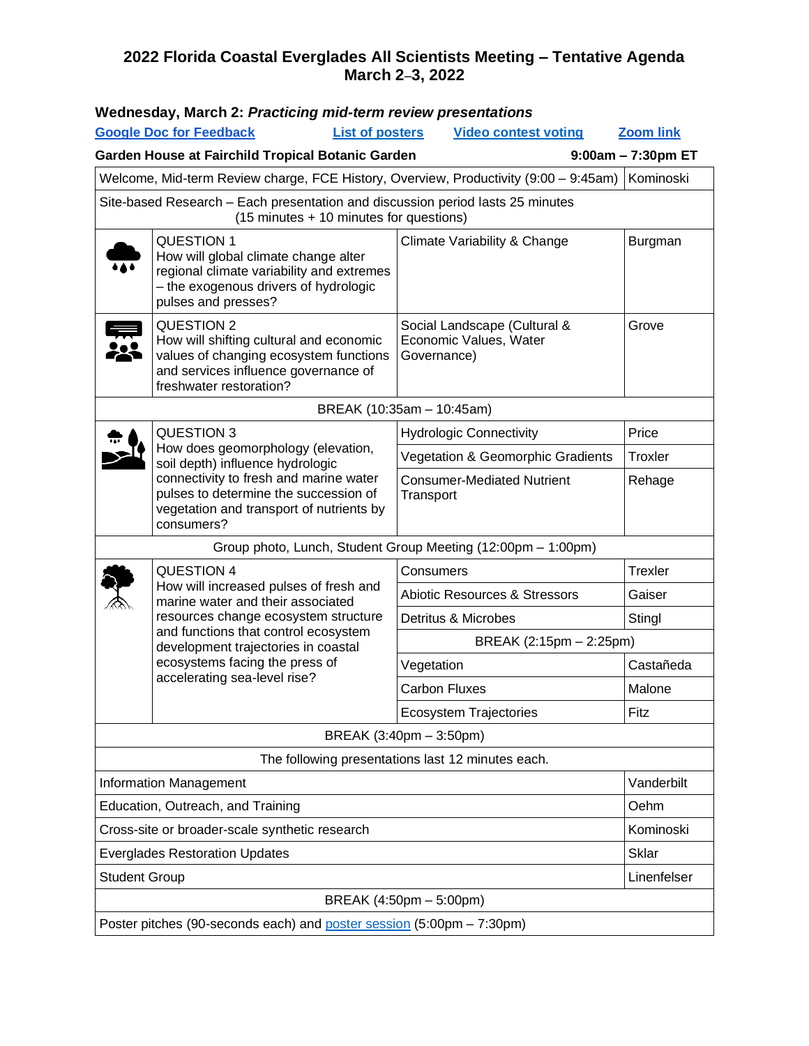# 2022 Florida Coastal Everglades All Scientists Meeting – Tentative Agenda
## March 2–3, 2022

### Wednesday, March 2: *Practicing mid-term review presentations*

**Google Doc for Feedback** | **List of posters** | **Video contest voting** | **Zoom link**

**Garden House at Fairchild Tropical Botanic Garden** **9:00am – 7:30pm ET**

| | | | |
|---|---|---|---|
| Welcome, Mid-term Review charge, FCE History, Overview, Productivity (9:00 – 9:45am) | | | Kominoski |
| Site-based Research – Each presentation and discussion period lasts 25 minutes (15 minutes + 10 minutes for questions) | | | |
| | QUESTION 1 How will global climate change alter regional climate variability and extremes – the exogenous drivers of hydrologic pulses and presses? | Climate Variability & Change | Burgman |
| | QUESTION 2 How will shifting cultural and economic values of changing ecosystem functions and services influence governance of freshwater restoration? | Social Landscape (Cultural & Economic Values, Water Governance) | Grove |
| BREAK (10:35am – 10:45am) | | | |
| | QUESTION 3 How does geomorphology (elevation, soil depth) influence hydrologic connectivity to fresh and marine water pulses to determine the succession of vegetation and transport of nutrients by consumers? | Hydrologic Connectivity | Price |
| | | Vegetation & Geomorphic Gradients | Troxler |
| | | Consumer-Mediated Nutrient Transport | Rehage |
| Group photo, Lunch, Student Group Meeting (12:00pm – 1:00pm) | | | |
| | QUESTION 4 How will increased pulses of fresh and marine water and their associated resources change ecosystem structure and functions that control ecosystem development trajectories in coastal ecosystems facing the press of accelerating sea-level rise? | Consumers | Trexler |
| | | Abiotic Resources & Stressors | Gaiser |
| | | Detritus & Microbes | Stingl |
| | | BREAK (2:15pm – 2:25pm) | |
| | | Vegetation | Castañeda |
| | | Carbon Fluxes | Malone |
| | | Ecosystem Trajectories | Fitz |
| BREAK (3:40pm – 3:50pm) | | | |
| The following presentations last 12 minutes each. | | | |
| Information Management | | | Vanderbilt |
| Education, Outreach, and Training | | | Oehm |
| Cross-site or broader-scale synthetic research | | | Kominoski |
| Everglades Restoration Updates | | | Sklar |
| Student Group | | | Linenfelser |
| BREAK (4:50pm – 5:00pm) | | | |
| Poster pitches (90-seconds each) and poster session (5:00pm – 7:30pm) | | | |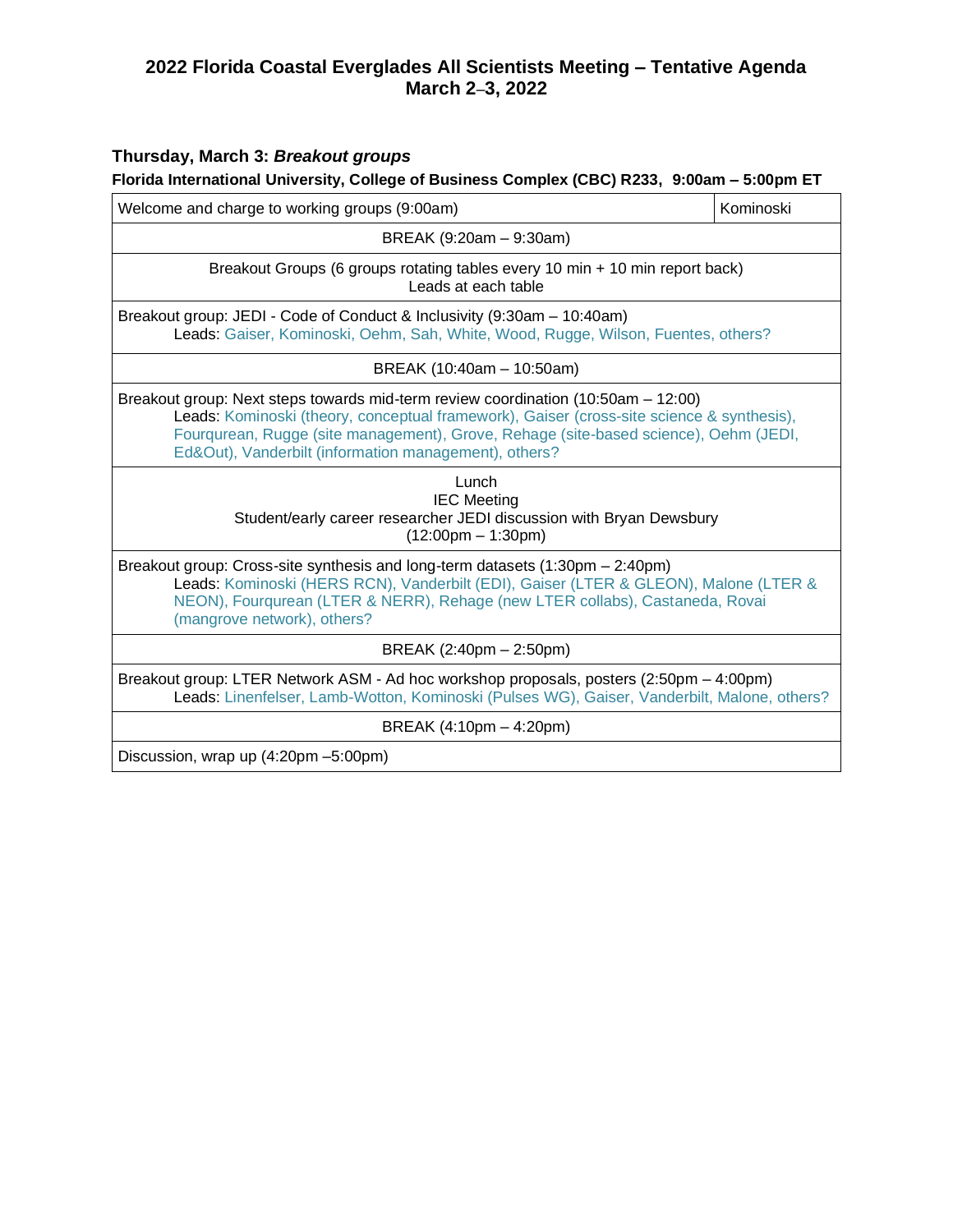## 2022 Florida Coastal Everglades All Scientists Meeting – Tentative Agenda
## March 2–3, 2022

### Thursday, March 3: *Breakout groups*

**Florida International University, College of Business Complex (CBC) R233, 9:00am – 5:00pm ET**

| | |
|---|---|
| Welcome and charge to working groups (9:00am) | Kominoski |
| BREAK (9:20am – 9:30am) | |
| Breakout Groups (6 groups rotating tables every 10 min + 10 min report back)<br>Leads at each table | |
| Breakout group: JEDI - Code of Conduct & Inclusivity (9:30am – 10:40am)<br>Leads: Gaiser, Kominoski, Oehm, Sah, White, Wood, Rugge, Wilson, Fuentes, others? | |
| BREAK (10:40am – 10:50am) | |
| Breakout group: Next steps towards mid-term review coordination (10:50am – 12:00)<br>Leads: Kominoski (theory, conceptual framework), Gaiser (cross-site science & synthesis), Fourqurean, Rugge (site management), Grove, Rehage (site-based science), Oehm (JEDI, Ed&Out), Vanderbilt (information management), others? | |
| Lunch<br>IEC Meeting<br>Student/early career researcher JEDI discussion with Bryan Dewsbury<br>(12:00pm – 1:30pm) | |
| Breakout group: Cross-site synthesis and long-term datasets (1:30pm – 2:40pm)<br>Leads: Kominoski (HERS RCN), Vanderbilt (EDI), Gaiser (LTER & GLEON), Malone (LTER & NEON), Fourqurean (LTER & NERR), Rehage (new LTER collabs), Castaneda, Rovai (mangrove network), others? | |
| BREAK (2:40pm – 2:50pm) | |
| Breakout group: LTER Network ASM - Ad hoc workshop proposals, posters (2:50pm – 4:00pm)<br>Leads: Linenfelser, Lamb-Wotton, Kominoski (Pulses WG), Gaiser, Vanderbilt, Malone, others? | |
| BREAK (4:10pm – 4:20pm) | |
| Discussion, wrap up (4:20pm –5:00pm) | |